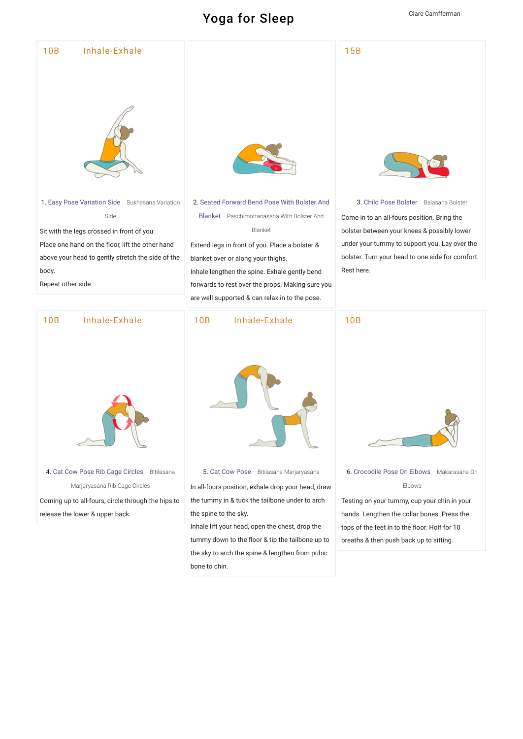# Yoga for Sleep

Clare Camfferman

10B Inhale-Exhale

1. Easy Pose Variation Side Sukhasana Variation Side

Sit with the legs crossed in front of you.
Place one hand on the floor, lift the other hand above your head to gently stretch the side of the body.
Repeat other side.

2. Seated Forward Bend Pose With Bolster And Blanket Paschimottanasana With Bolster And Blanket

Extend legs in front of you. Place a bolster & blanket over or along your thighs.
Inhale lengthen the spine. Exhale gently bend forwards to rest over the props. Making sure you are well supported & can relax in to the pose.

15B

3. Child Pose Bolster Balasana Bolster

Come in to an all-fours position. Bring the bolster between your knees & possibly lower under your tummy to support you. Lay over the bolster. Turn your head to one side for comfort. Rest here.

10B Inhale-Exhale

4. Cat Cow Pose Rib Cage Circles Bitilasana Marjaryasana Rib Cage Circles

Coming up to all-fours, circle through the hips to release the lower & upper back.

10B Inhale-Exhale

5. Cat Cow Pose Bitilasana Marjaryasana

In all-fours position, exhale drop your head, draw the tummy in & tuck the tailbone under to arch the spine to the sky.
Inhale lift your head, open the chest, drop the tummy down to the floor & tip the tailbone up to the sky to arch the spine & lengthen from pubic bone to chin.

10B

6. Crocodile Pose On Elbows Makarasana On Elbows

Testing on your tummy, cup your chin in your hands. Lengthen the collar bones. Press the tops of the feet in to the floor. Holf for 10 breaths & then push back up to sitting.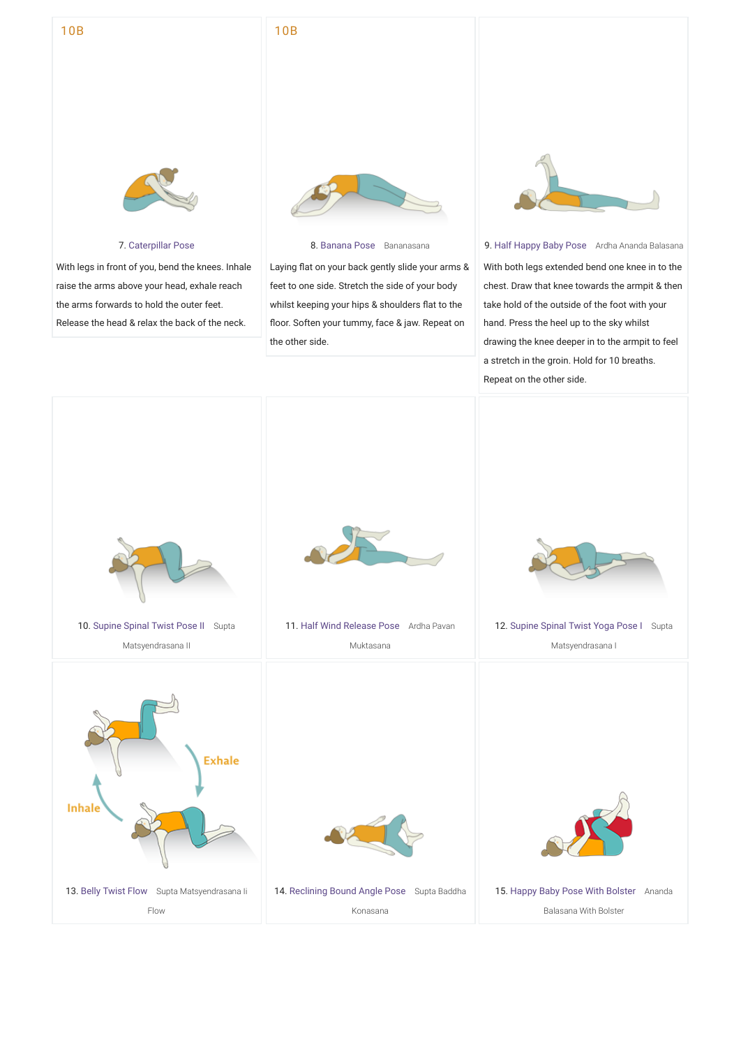10B

7. Caterpillar Pose

With legs in front of you, bend the knees. Inhale raise the arms above your head, exhale reach the arms forwards to hold the outer feet. Release the head & relax the back of the neck.

10B

8. Banana Pose Bananasana

Laying flat on your back gently slide your arms & feet to one side. Stretch the side of your body whilst keeping your hips & shoulders flat to the floor. Soften your tummy, face & jaw. Repeat on the other side.

9. Half Happy Baby Pose Ardha Ananda Balasana

With both legs extended bend one knee in to the chest. Draw that knee towards the armpit & then take hold of the outside of the foot with your hand. Press the heel up to the sky whilst drawing the knee deeper in to the armpit to feel a stretch in the groin. Hold for 10 breaths. Repeat on the other side.

10. Supine Spinal Twist Pose II Supta Matsyendrasana II

11. Half Wind Release Pose Ardha Pavan Muktasana

12. Supine Spinal Twist Yoga Pose I Supta Matsyendrasana I

Exhale

Inhale

13. Belly Twist Flow Supta Matsyendrasana Ii Flow

14. Reclining Bound Angle Pose Supta Baddha Konasana

15. Happy Baby Pose With Bolster Ananda Balasana With Bolster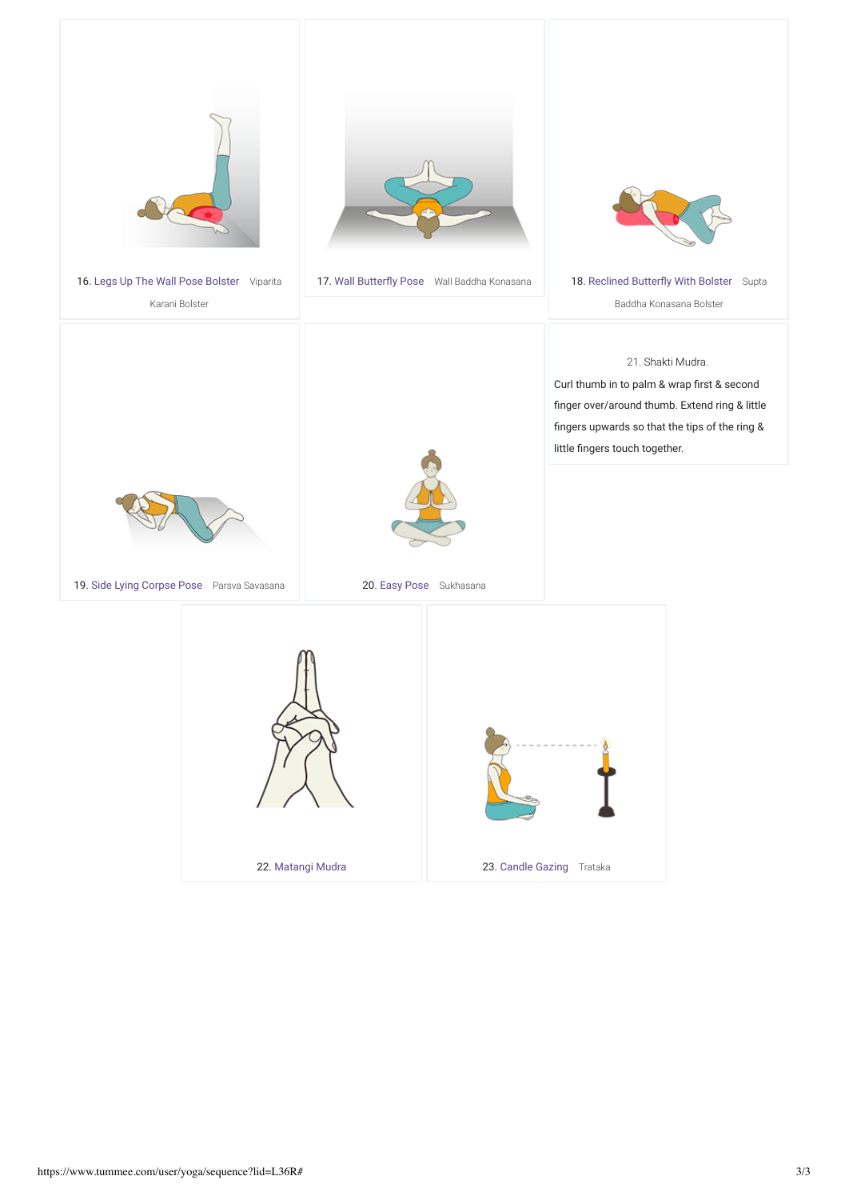16. Legs Up The Wall Pose Bolster Viparita Karani Bolster

17. Wall Butterfly Pose Wall Baddha Konasana

18. Reclined Butterfly With Bolster Supta Baddha Konasana Bolster

19. Side Lying Corpse Pose Parsva Savasana

20. Easy Pose Sukhasana

21. Shakti Mudra.

Curl thumb in to palm & wrap first & second finger over/around thumb. Extend ring & little fingers upwards so that the tips of the ring & little fingers touch together.

22. Matangi Mudra

23. Candle Gazing Trataka

https://www.tummee.com/user/yoga/sequence?lid=L36R#